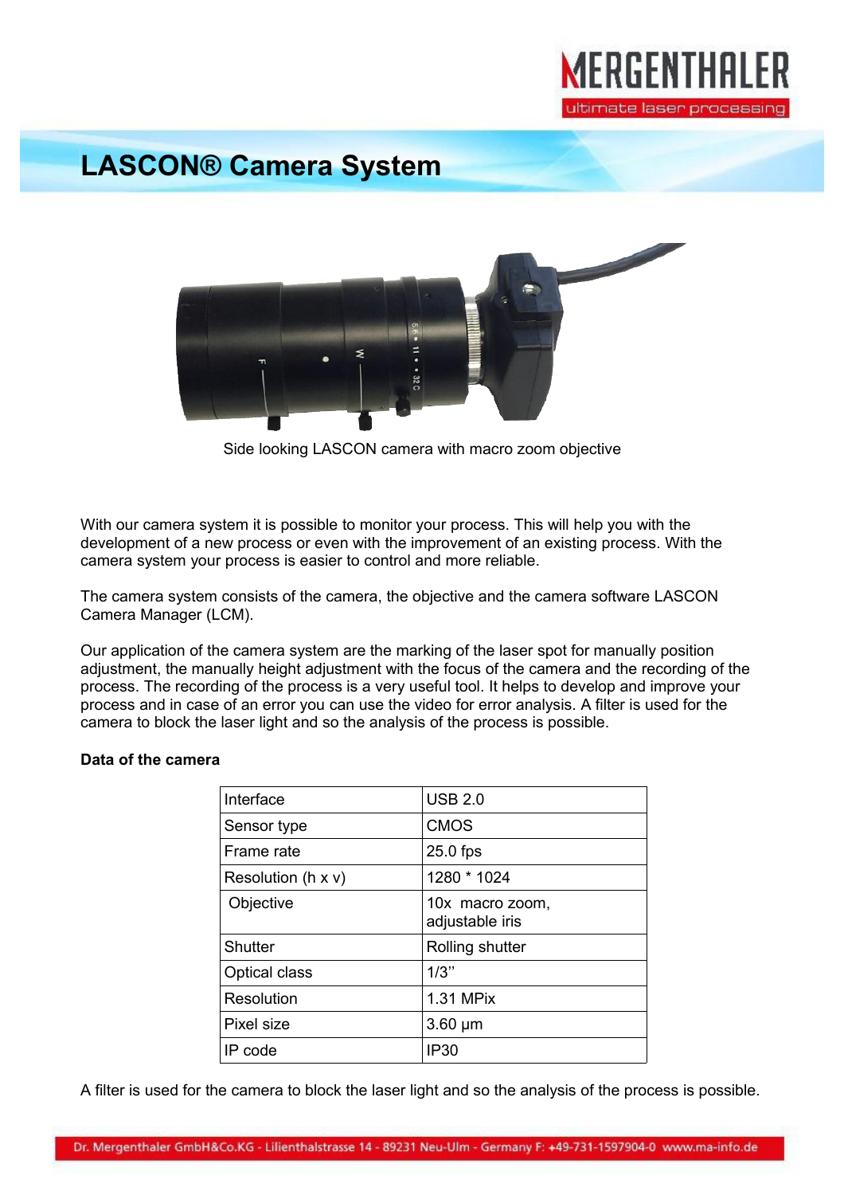# LASCON® Camera System

Side looking LASCON camera with macro zoom objective

With our camera system it is possible to monitor your process. This will help you with the development of a new process or even with the improvement of an existing process. With the camera system your process is easier to control and more reliable.

The camera system consists of the camera, the objective and the camera software LASCON Camera Manager (LCM).

Our application of the camera system are the marking of the laser spot for manually position adjustment, the manually height adjustment with the focus of the camera and the recording of the process. The recording of the process is a very useful tool. It helps to develop and improve your process and in case of an error you can use the video for error analysis. A filter is used for the camera to block the laser light and so the analysis of the process is possible.

**Data of the camera**

| Interface | USB 2.0 |
|---|---|
| Sensor type | CMOS |
| Frame rate | 25.0 fps |
| Resolution (h x v) | 1280 * 1024 |
| Objective | 10x macro zoom, adjustable iris |
| Shutter | Rolling shutter |
| Optical class | 1/3'' |
| Resolution | 1.31 MPix |
| Pixel size | 3.60 µm |
| IP code | IP30 |

A filter is used for the camera to block the laser light and so the analysis of the process is possible.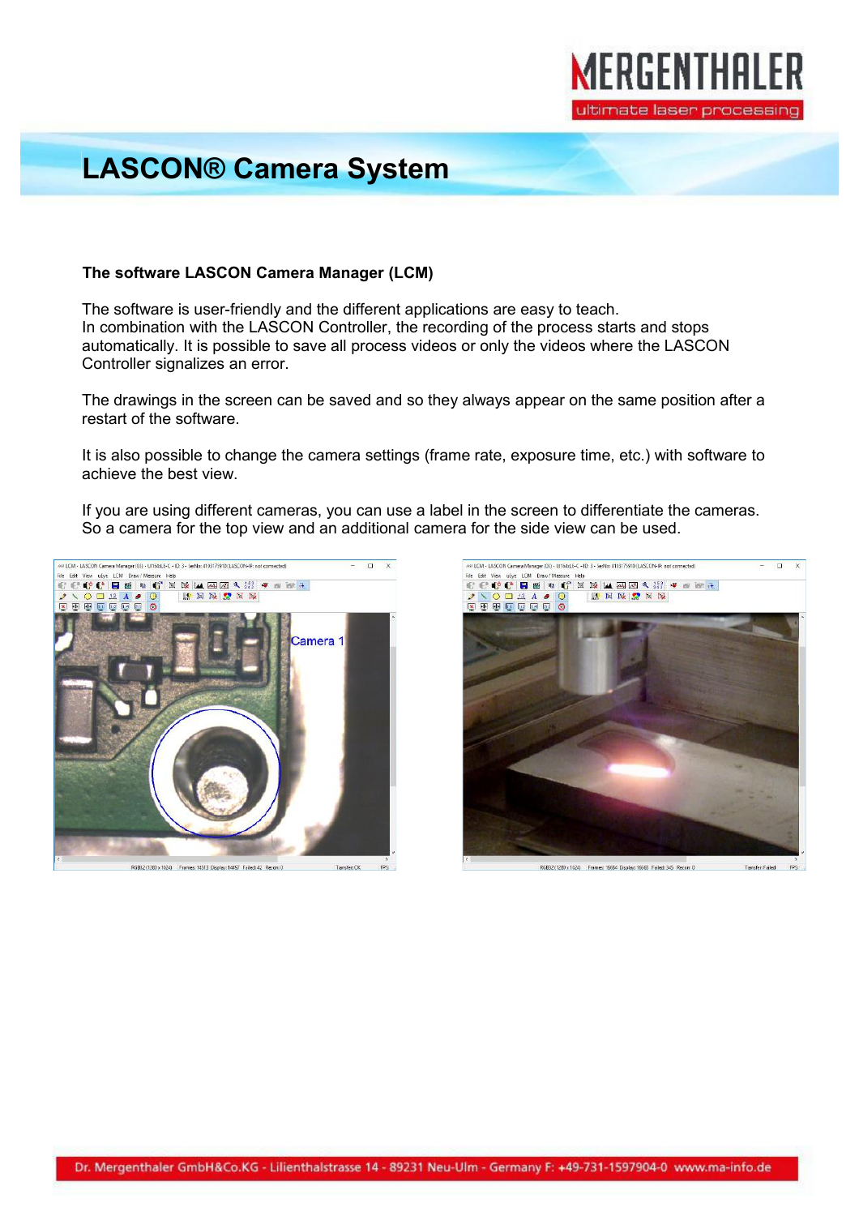# LASCON® Camera System

### The software LASCON Camera Manager (LCM)

The software is user-friendly and the different applications are easy to teach.
In combination with the LASCON Controller, the recording of the process starts and stops automatically. It is possible to save all process videos or only the videos where the LASCON Controller signalizes an error.

The drawings in the screen can be saved and so they always appear on the same position after a restart of the software.

It is also possible to change the camera settings (frame rate, exposure time, etc.) with software to achieve the best view.

If you are using different cameras, you can use a label in the screen to differentiate the cameras. So a camera for the top view and an additional camera for the side view can be used.